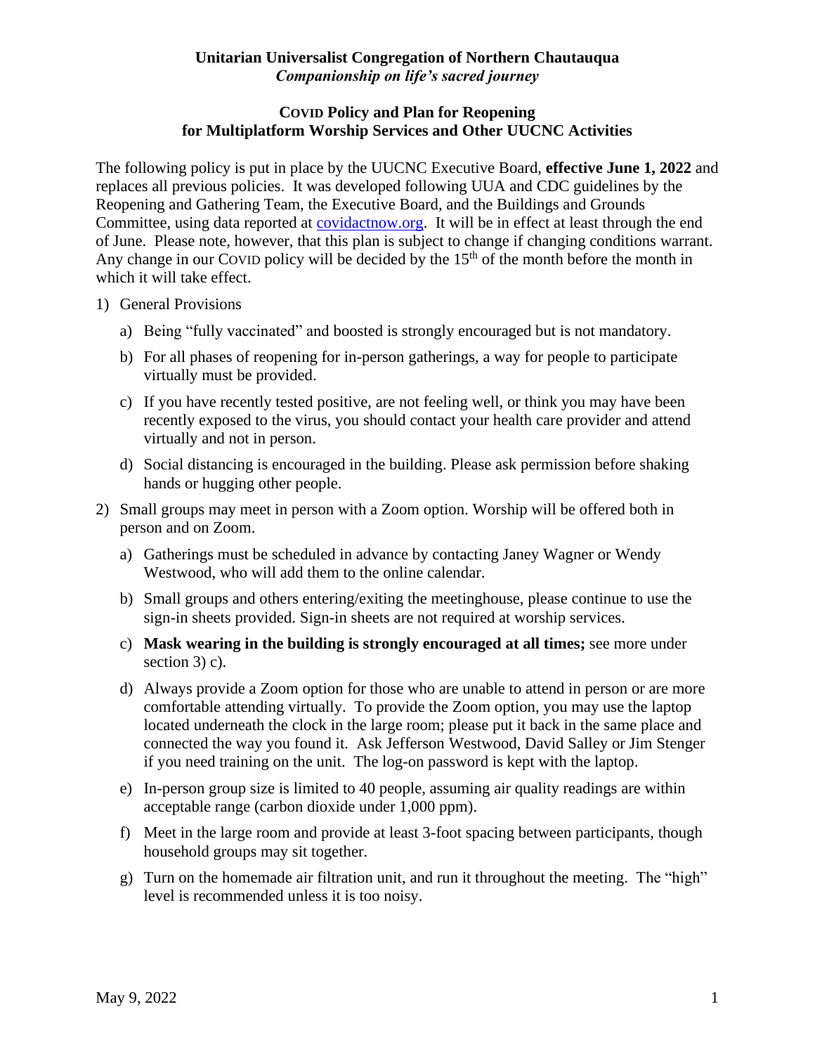**Unitarian Universalist Congregation of Northern Chautauqua**
***Companionship on life's sacred journey***

## COVID Policy and Plan for Reopening for Multiplatform Worship Services and Other UUCNC Activities

The following policy is put in place by the UUCNC Executive Board, **effective June 1, 2022** and replaces all previous policies. It was developed following UUA and CDC guidelines by the Reopening and Gathering Team, the Executive Board, and the Buildings and Grounds Committee, using data reported at covidactnow.org. It will be in effect at least through the end of June. Please note, however, that this plan is subject to change if changing conditions warrant. Any change in our COVID policy will be decided by the 15th of the month before the month in which it will take effect.

1) General Provisions
   a) Being "fully vaccinated" and boosted is strongly encouraged but is not mandatory.
   b) For all phases of reopening for in-person gatherings, a way for people to participate virtually must be provided.
   c) If you have recently tested positive, are not feeling well, or think you may have been recently exposed to the virus, you should contact your health care provider and attend virtually and not in person.
   d) Social distancing is encouraged in the building. Please ask permission before shaking hands or hugging other people.
2) Small groups may meet in person with a Zoom option. Worship will be offered both in person and on Zoom.
   a) Gatherings must be scheduled in advance by contacting Janey Wagner or Wendy Westwood, who will add them to the online calendar.
   b) Small groups and others entering/exiting the meetinghouse, please continue to use the sign-in sheets provided. Sign-in sheets are not required at worship services.
   c) **Mask wearing in the building is strongly encouraged at all times;** see more under section 3) c).
   d) Always provide a Zoom option for those who are unable to attend in person or are more comfortable attending virtually. To provide the Zoom option, you may use the laptop located underneath the clock in the large room; please put it back in the same place and connected the way you found it. Ask Jefferson Westwood, David Salley or Jim Stenger if you need training on the unit. The log-on password is kept with the laptop.
   e) In-person group size is limited to 40 people, assuming air quality readings are within acceptable range (carbon dioxide under 1,000 ppm).
   f) Meet in the large room and provide at least 3-foot spacing between participants, though household groups may sit together.
   g) Turn on the homemade air filtration unit, and run it throughout the meeting. The "high" level is recommended unless it is too noisy.

May 9, 2022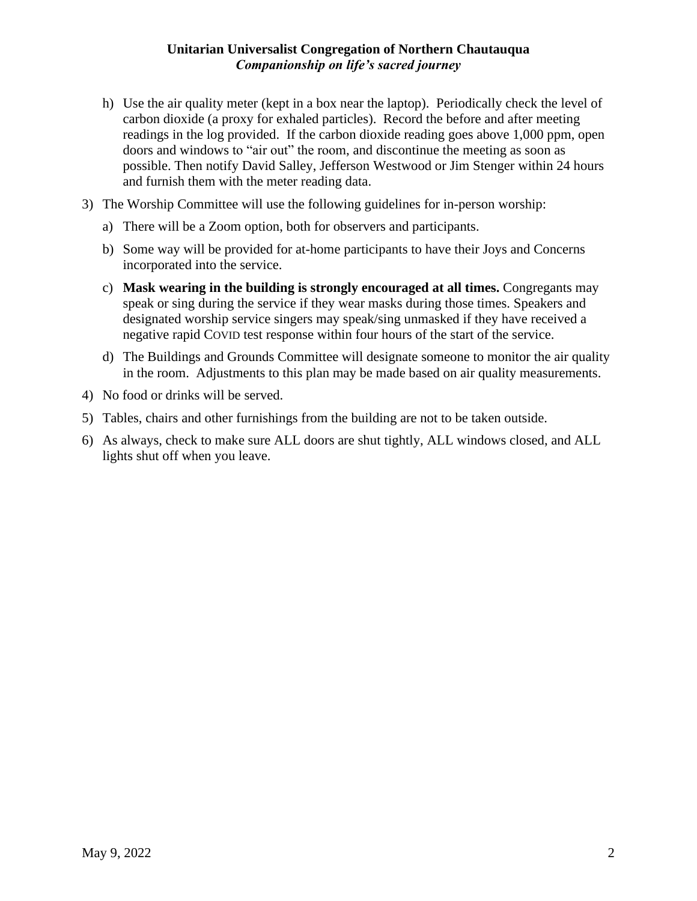h) Use the air quality meter (kept in a box near the laptop). Periodically check the level of carbon dioxide (a proxy for exhaled particles). Record the before and after meeting readings in the log provided. If the carbon dioxide reading goes above 1,000 ppm, open doors and windows to "air out" the room, and discontinue the meeting as soon as possible. Then notify David Salley, Jefferson Westwood or Jim Stenger within 24 hours and furnish them with the meter reading data.

3) The Worship Committee will use the following guidelines for in-person worship:

   a) There will be a Zoom option, both for observers and participants.

   b) Some way will be provided for at-home participants to have their Joys and Concerns incorporated into the service.

   c) **Mask wearing in the building is strongly encouraged at all times.** Congregants may speak or sing during the service if they wear masks during those times. Speakers and designated worship service singers may speak/sing unmasked if they have received a negative rapid COVID test response within four hours of the start of the service.

   d) The Buildings and Grounds Committee will designate someone to monitor the air quality in the room. Adjustments to this plan may be made based on air quality measurements.

4) No food or drinks will be served.

5) Tables, chairs and other furnishings from the building are not to be taken outside.

6) As always, check to make sure ALL doors are shut tightly, ALL windows closed, and ALL lights shut off when you leave.